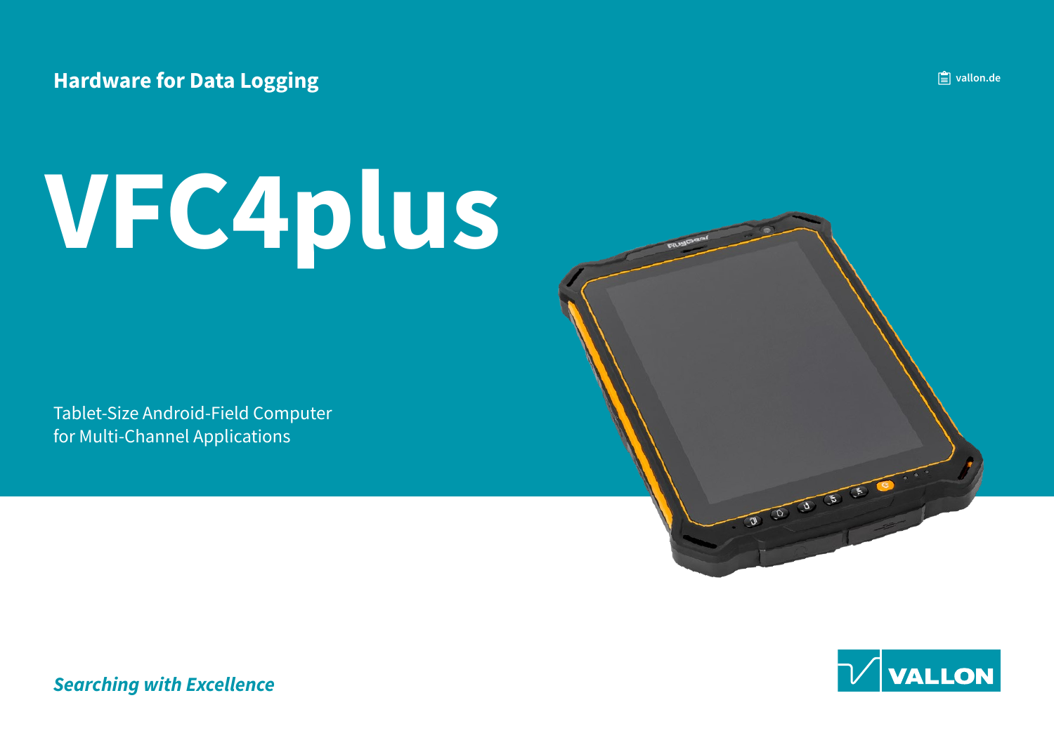Hardware for Data Logging

vallon.de

# VFC4plus

Tablet-Size Android-Field Computer
for Multi-Channel Applications

*Searching with Excellence*

VALLON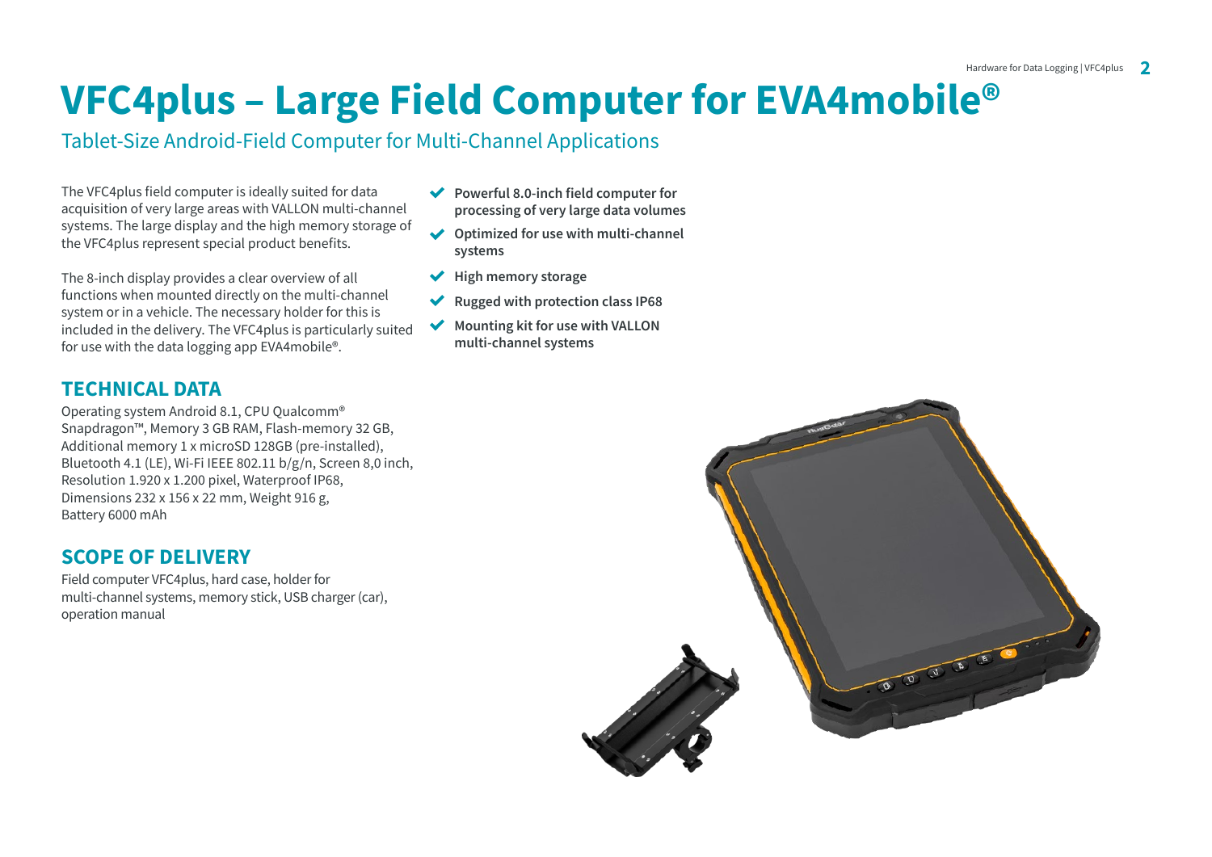# VFC4plus – Large Field Computer for EVA4mobile®

## Tablet-Size Android-Field Computer for Multi-Channel Applications

The VFC4plus field computer is ideally suited for data acquisition of very large areas with VALLON multi-channel systems. The large display and the high memory storage of the VFC4plus represent special product benefits.

The 8-inch display provides a clear overview of all functions when mounted directly on the multi-channel system or in a vehicle. The necessary holder for this is included in the delivery. The VFC4plus is particularly suited for use with the data logging app EVA4mobile®.

- **Powerful 8.0-inch field computer for processing of very large data volumes**
- **Optimized for use with multi-channel systems**
- **High memory storage**
- **Rugged with protection class IP68**
- **Mounting kit for use with VALLON multi-channel systems**

## TECHNICAL DATA

Operating system Android 8.1, CPU Qualcomm® Snapdragon™, Memory 3 GB RAM, Flash-memory 32 GB, Additional memory 1 x microSD 128GB (pre-installed), Bluetooth 4.1 (LE), Wi-Fi IEEE 802.11 b/g/n, Screen 8,0 inch, Resolution 1.920 x 1.200 pixel, Waterproof IP68, Dimensions 232 x 156 x 22 mm, Weight 916 g, Battery 6000 mAh

## SCOPE OF DELIVERY

Field computer VFC4plus, hard case, holder for multi-channel systems, memory stick, USB charger (car), operation manual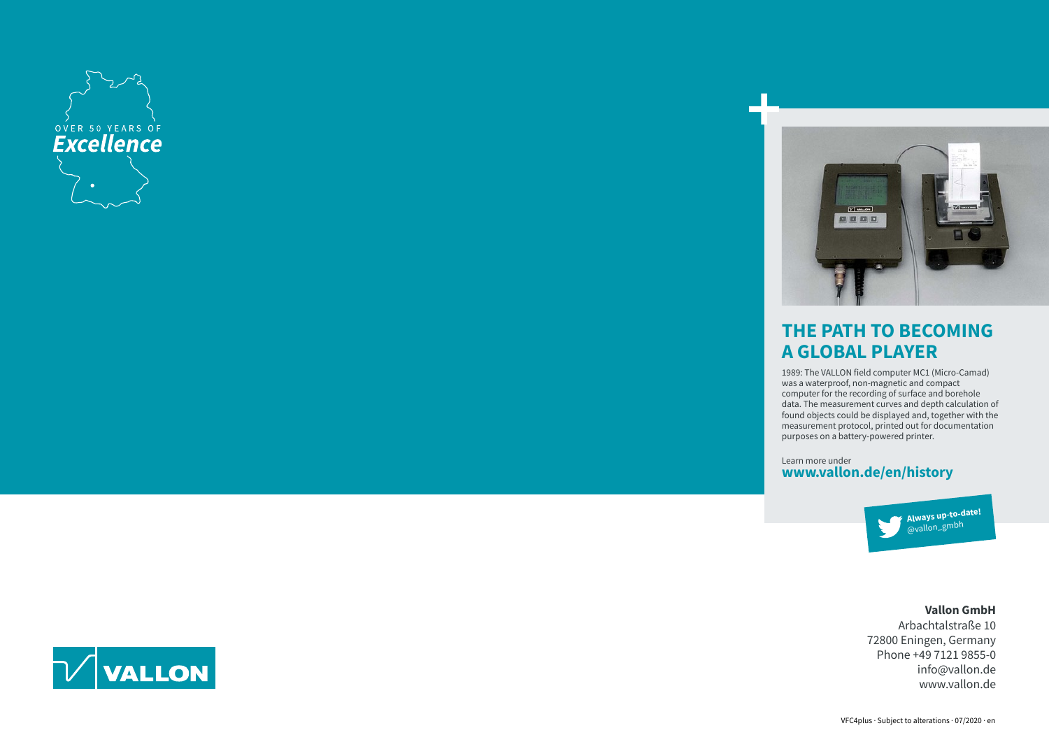OVER 50 YEARS OF

*Excellence*

## THE PATH TO BECOMING A GLOBAL PLAYER

1989: The VALLON field computer MC1 (Micro-Camad) was a waterproof, non-magnetic and compact computer for the recording of surface and borehole data. The measurement curves and depth calculation of found objects could be displayed and, together with the measurement protocol, printed out for documentation purposes on a battery-powered printer.

Learn more under
**www.vallon.de/en/history**

**Always up-to-date!**
@vallon_gmbh

VALLON

**Vallon GmbH**
Arbachtalstraße 10
72800 Eningen, Germany
Phone +49 7121 9855-0
info@vallon.de
www.vallon.de

VFC4plus · Subject to alterations · 07/2020 · en